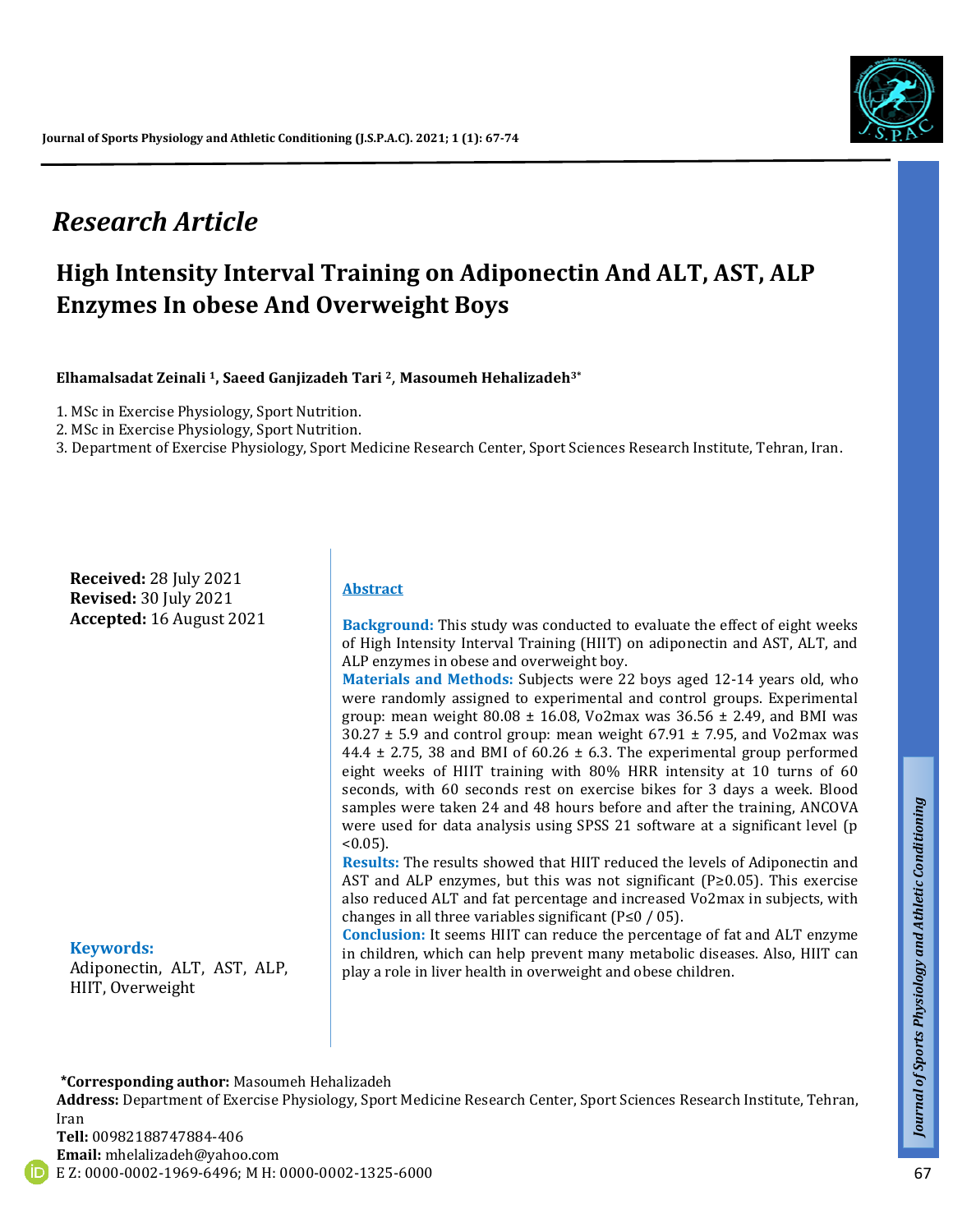*Research Article*

# High Intensity Interval Training on Adiponectin And ALT, AST, ALP Enzymes In obese And Overweight Boys

**Elhamalsadat Zeinali [1], Saeed Ganjizadeh Tari [2], Masoumeh Hehalizadeh[3*]**

1. MSc in Exercise Physiology, Sport Nutrition.
2. MSc in Exercise Physiology, Sport Nutrition.
3. Department of Exercise Physiology, Sport Medicine Research Center, Sport Sciences Research Institute, Tehran, Iran.

**Received:** 28 July 2021
**Revised:** 30 July 2021
**Accepted:** 16 August 2021

**Keywords:**
Adiponectin, ALT, AST, ALP, HIIT, Overweight

## Abstract

**Background:** This study was conducted to evaluate the effect of eight weeks of High Intensity Interval Training (HIIT) on adiponectin and AST, ALT, and ALP enzymes in obese and overweight boy.

**Materials and Methods:** Subjects were 22 boys aged 12-14 years old, who were randomly assigned to experimental and control groups. Experimental group: mean weight 80.08 ± 16.08, Vo2max was 36.56 ± 2.49, and BMI was 30.27 ± 5.9 and control group: mean weight 67.91 ± 7.95, and Vo2max was 44.4 ± 2.75, 38 and BMI of 60.26 ± 6.3. The experimental group performed eight weeks of HIIT training with 80% HRR intensity at 10 turns of 60 seconds, with 60 seconds rest on exercise bikes for 3 days a week. Blood samples were taken 24 and 48 hours before and after the training, ANCOVA were used for data analysis using SPSS 21 software at a significant level ($p < 0.05$).

**Results:** The results showed that HIIT reduced the levels of Adiponectin and AST and ALP enzymes, but this was not significant ($P \geq 0.05$). This exercise also reduced ALT and fat percentage and increased Vo2max in subjects, with changes in all three variables significant (P≤0 / 05).

**Conclusion:** It seems HIIT can reduce the percentage of fat and ALT enzyme in children, which can help prevent many metabolic diseases. Also, HIIT can play a role in liver health in overweight and obese children.

**\*Corresponding author:** Masoumeh Hehalizadeh
**Address:** Department of Exercise Physiology, Sport Medicine Research Center, Sport Sciences Research Institute, Tehran, Iran
**Tell:** 00982188747884-406
**Email:** mhelalizadeh@yahoo.com
E Z: 0000-0002-1969-6496; M H: 0000-0002-1325-6000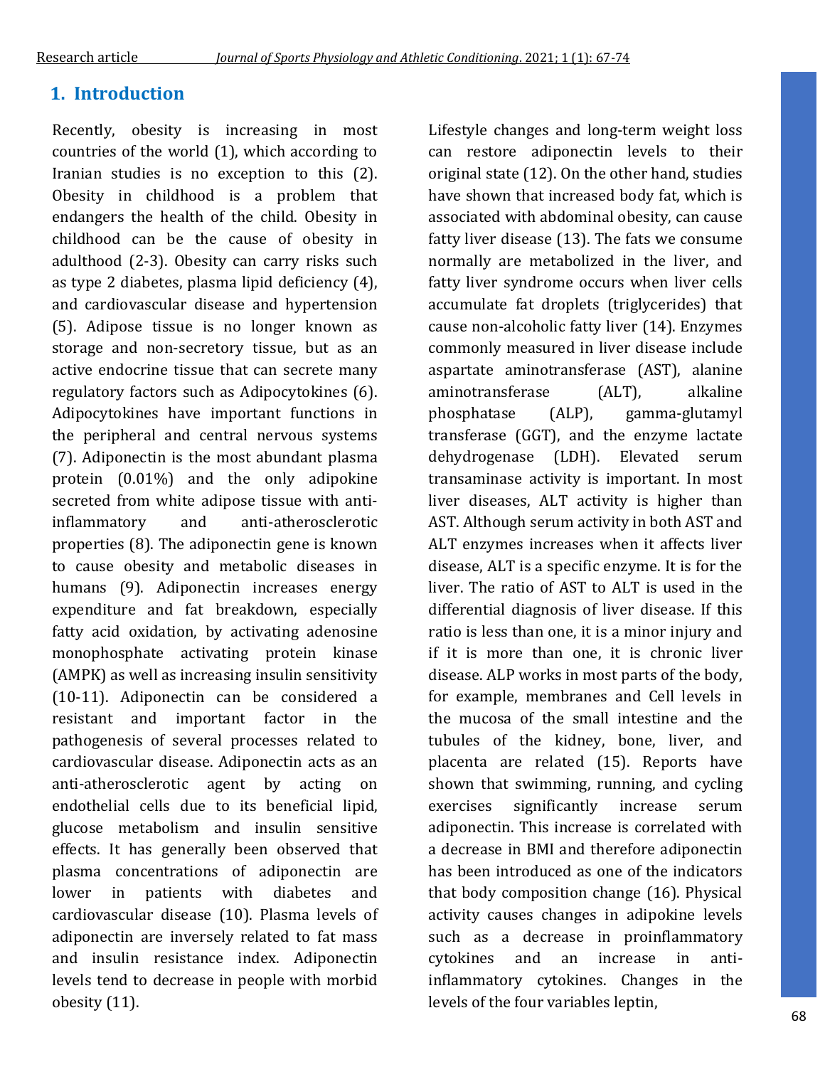## 1. Introduction

Recently, obesity is increasing in most countries of the world (1), which according to Iranian studies is no exception to this (2). Obesity in childhood is a problem that endangers the health of the child. Obesity in childhood can be the cause of obesity in adulthood (2-3). Obesity can carry risks such as type 2 diabetes, plasma lipid deficiency (4), and cardiovascular disease and hypertension (5). Adipose tissue is no longer known as storage and non-secretory tissue, but as an active endocrine tissue that can secrete many regulatory factors such as Adipocytokines (6). Adipocytokines have important functions in the peripheral and central nervous systems (7). Adiponectin is the most abundant plasma protein (0.01%) and the only adipokine secreted from white adipose tissue with anti-inflammatory and anti-atherosclerotic properties (8). The adiponectin gene is known to cause obesity and metabolic diseases in humans (9). Adiponectin increases energy expenditure and fat breakdown, especially fatty acid oxidation, by activating adenosine monophosphate activating protein kinase (AMPK) as well as increasing insulin sensitivity (10-11). Adiponectin can be considered a resistant and important factor in the pathogenesis of several processes related to cardiovascular disease. Adiponectin acts as an anti-atherosclerotic agent by acting on endothelial cells due to its beneficial lipid, glucose metabolism and insulin sensitive effects. It has generally been observed that plasma concentrations of adiponectin are lower in patients with diabetes and cardiovascular disease (10). Plasma levels of adiponectin are inversely related to fat mass and insulin resistance index. Adiponectin levels tend to decrease in people with morbid obesity (11). Lifestyle changes and long-term weight loss can restore adiponectin levels to their original state (12). On the other hand, studies have shown that increased body fat, which is associated with abdominal obesity, can cause fatty liver disease (13). The fats we consume normally are metabolized in the liver, and fatty liver syndrome occurs when liver cells accumulate fat droplets (triglycerides) that cause non-alcoholic fatty liver (14). Enzymes commonly measured in liver disease include aspartate aminotransferase (AST), alanine aminotransferase (ALT), alkaline phosphatase (ALP), gamma-glutamyl transferase (GGT), and the enzyme lactate dehydrogenase (LDH). Elevated serum transaminase activity is important. In most liver diseases, ALT activity is higher than AST. Although serum activity in both AST and ALT enzymes increases when it affects liver disease, ALT is a specific enzyme. It is for the liver. The ratio of AST to ALT is used in the differential diagnosis of liver disease. If this ratio is less than one, it is a minor injury and if it is more than one, it is chronic liver disease. ALP works in most parts of the body, for example, membranes and Cell levels in the mucosa of the small intestine and the tubules of the kidney, bone, liver, and placenta are related (15). Reports have shown that swimming, running, and cycling exercises significantly increase serum adiponectin. This increase is correlated with a decrease in BMI and therefore adiponectin has been introduced as one of the indicators that body composition change (16). Physical activity causes changes in adipokine levels such as a decrease in proinflammatory cytokines and an increase in anti-inflammatory cytokines. Changes in the levels of the four variables leptin,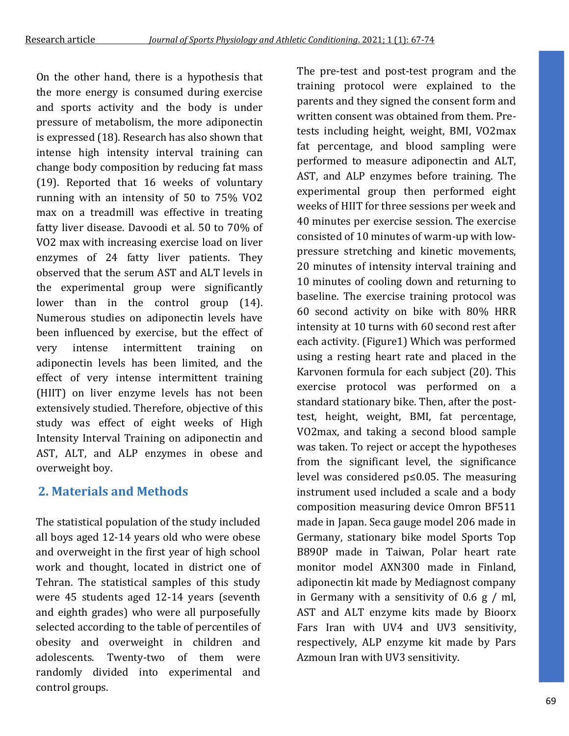On the other hand, there is a hypothesis that the more energy is consumed during exercise and sports activity and the body is under pressure of metabolism, the more adiponectin is expressed (18). Research has also shown that intense high intensity interval training can change body composition by reducing fat mass (19). Reported that 16 weeks of voluntary running with an intensity of 50 to 75% VO2 max on a treadmill was effective in treating fatty liver disease. Davoodi et al. 50 to 70% of VO2 max with increasing exercise load on liver enzymes of 24 fatty liver patients. They observed that the serum AST and ALT levels in the experimental group were significantly lower than in the control group (14). Numerous studies on adiponectin levels have been influenced by exercise, but the effect of very intense intermittent training on adiponectin levels has been limited, and the effect of very intense intermittent training (HIIT) on liver enzyme levels has not been extensively studied. Therefore, objective of this study was effect of eight weeks of High Intensity Interval Training on adiponectin and AST, ALT, and ALP enzymes in obese and overweight boy.

## 2. Materials and Methods

The statistical population of the study included all boys aged 12-14 years old who were obese and overweight in the first year of high school work and thought, located in district one of Tehran. The statistical samples of this study were 45 students aged 12-14 years (seventh and eighth grades) who were all purposefully selected according to the table of percentiles of obesity and overweight in children and adolescents. Twenty-two of them were randomly divided into experimental and control groups.

The pre-test and post-test program and the training protocol were explained to the parents and they signed the consent form and written consent was obtained from them. Pre-tests including height, weight, BMI, VO2max fat percentage, and blood sampling were performed to measure adiponectin and ALT, AST, and ALP enzymes before training. The experimental group then performed eight weeks of HIIT for three sessions per week and 40 minutes per exercise session. The exercise consisted of 10 minutes of warm-up with low-pressure stretching and kinetic movements, 20 minutes of intensity interval training and 10 minutes of cooling down and returning to baseline. The exercise training protocol was 60 second activity on bike with 80% HRR intensity at 10 turns with 60 second rest after each activity. (Figure1) Which was performed using a resting heart rate and placed in the Karvonen formula for each subject (20). This exercise protocol was performed on a standard stationary bike. Then, after the post-test, height, weight, BMI, fat percentage, VO2max, and taking a second blood sample was taken. To reject or accept the hypotheses from the significant level, the significance level was considered $p \leq 0.05$. The measuring instrument used included a scale and a body composition measuring device Omron BF511 made in Japan. Seca gauge model 206 made in Germany, stationary bike model Sports Top B890P made in Taiwan, Polar heart rate monitor model AXN300 made in Finland, adiponectin kit made by Mediagnost company in Germany with a sensitivity of 0.6 g / ml, AST and ALT enzyme kits made by Bioorx Fars Iran with UV4 and UV3 sensitivity, respectively, ALP enzyme kit made by Pars Azmoun Iran with UV3 sensitivity.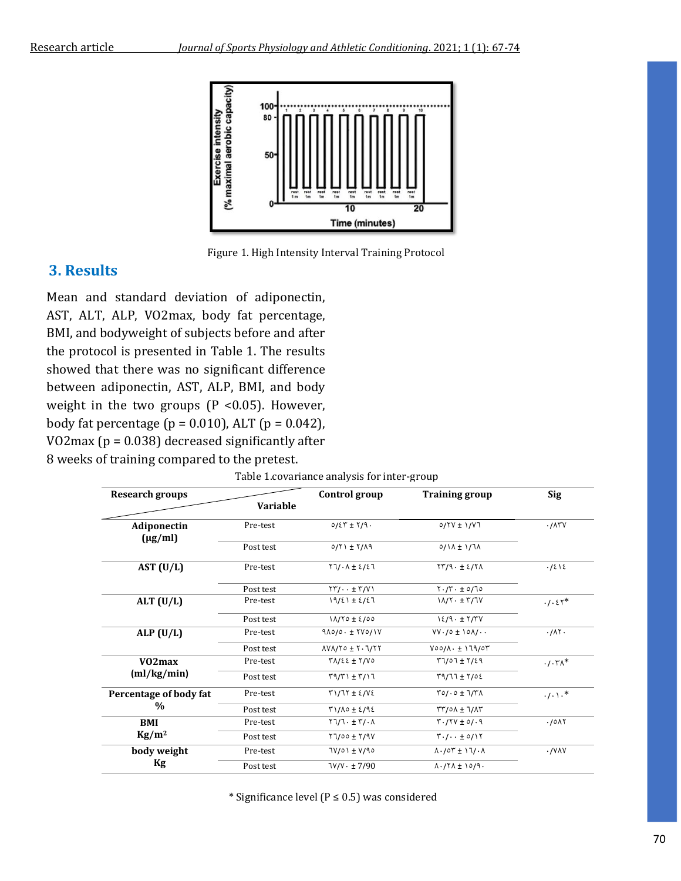Figure 1. High Intensity Interval Training Protocol

## 3. Results

Mean and standard deviation of adiponectin, AST, ALT, ALP, VO2max, body fat percentage, BMI, and bodyweight of subjects before and after the protocol is presented in Table 1. The results showed that there was no significant difference between adiponectin, AST, ALP, BMI, and body weight in the two groups (P <0.05). However, body fat percentage (p = 0.010), ALT (p = 0.042), VO2max (p = 0.038) decreased significantly after 8 weeks of training compared to the pretest.

Table 1.covariance analysis for inter-group

| Research groups | Variable | Control group | Training group | Sig |
|---|---|---|---|---|
| **Adiponectin (μg/ml)** | Pre-test | ٥/٤٣ ± ٢/٩٠ | ٥/٢٧ ± ١/٧٦ | ٠/٨٣٧ |
| | Post test | ٥/٢١ ± ٢/٨٩ | ٥/١٨ ± ١/٦٨ | |
| **AST (U/L)** | Pre-test | ٢٦/٠٨ ± ٤/٤٦ | ٢٣/٩٠ ± ٤/٢٨ | ٠/٤١٤ |
| | Post test | ٢٣/٠٠ ± ٣/٧١ | ٢٠/٣٠ ± ٥/٦٥ | |
| **ALT (U/L)** | Pre-test | ١٩/٤١ ± ٤/٤٦ | ١٨/٢٠ ± ٣/٦٧ | ٠/٠٤٢* |
| | Post test | ١٨/٢٥ ± ٤/٥٥ | ١٤/٩٠ ± ٢/٣٧ | |
| **ALP (U/L)** | Pre-test | ٩٨٥/٥٠ ± ٢٧٥/١٧ | ٧٧٠/٥ ± ١٥٨/٠٠ | ٠/٨٢٠ |
| | Post test | ٨٧٨/٢٥ ± ٢٠٦/٢٢ | ٧٥٥/٨٠ ± ١٦٩/٥٣ | |
| **VO2max (ml/kg/min)** | Pre-test | ٣٨/٤٤ ± ٢/٧٥ | ٣٦/٥٦ ± ٢/٤٩ | ٠/٠٣٨* |
| | Post test | ٣٩/٣١ ± ٣/١٦ | ٣٩/٦٦ ± ٢/٥٤ | |
| **Percentage of body fat %** | Pre-test | ٣١/٦٢ ± ٤/٧٤ | ٣٥/٠٥ ± ٦/٣٨ | ٠/٠١٠* |
| | Post test | ٣١/٨٥ ± ٤/٩٤ | ٣٣/٥٨ ± ٦/٨٣ | |
| **BMI $Kg/m^2$** | Pre-test | ٢٦/٦٠ ± ٣/٠٨ | ٣٠/٢٧ ± ٥/٠٩ | ٠/٥٨٢ |
| | Post test | ٢٦/٥٥ ± ٢/٩٧ | ٣٠/٠٠ ± ٥/١٢ | |
| **body weight Kg** | Pre-test | ٦٧/٥١ ± ٧/٩٥ | ٨٠/٥٣ ± ١٦/٠٨ | ٠/٧٨٧ |
| | Post test | ٦٧/٧٠ ± 7/90 | ٨٠/٢٨ ± ١٥/٩٠ | |

\* Significance level (P ≤ 0.5) was considered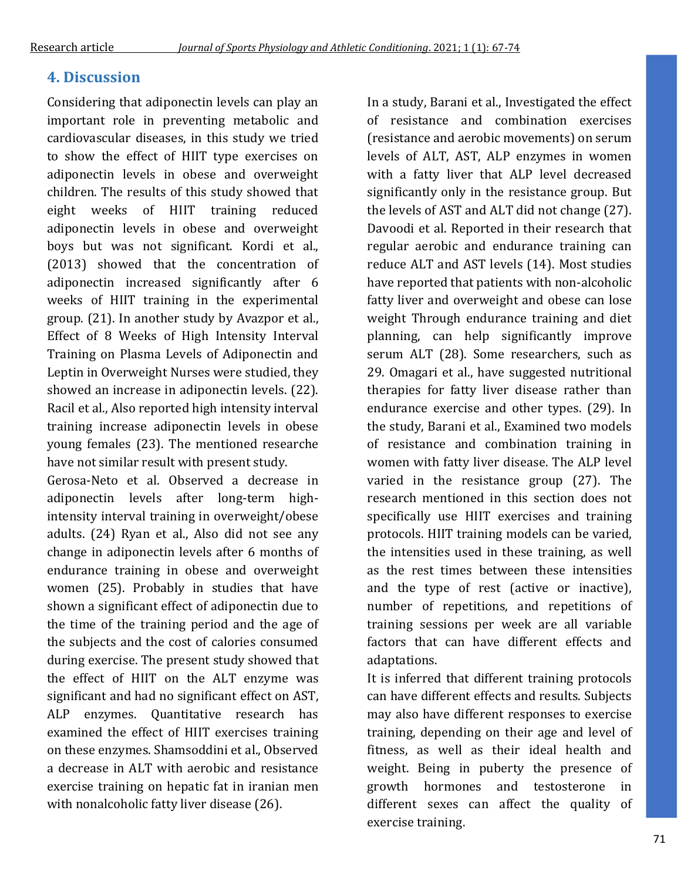## 4. Discussion

Considering that adiponectin levels can play an important role in preventing metabolic and cardiovascular diseases, in this study we tried to show the effect of HIIT type exercises on adiponectin levels in obese and overweight children. The results of this study showed that eight weeks of HIIT training reduced adiponectin levels in obese and overweight boys but was not significant. Kordi et al., (2013) showed that the concentration of adiponectin increased significantly after 6 weeks of HIIT training in the experimental group. (21). In another study by Avazpor et al., Effect of 8 Weeks of High Intensity Interval Training on Plasma Levels of Adiponectin and Leptin in Overweight Nurses were studied, they showed an increase in adiponectin levels. (22). Racil et al., Also reported high intensity interval training increase adiponectin levels in obese young females (23). The mentioned researche have not similar result with present study.

Gerosa-Neto et al. Observed a decrease in adiponectin levels after long-term high-intensity interval training in overweight/obese adults. (24) Ryan et al., Also did not see any change in adiponectin levels after 6 months of endurance training in obese and overweight women (25). Probably in studies that have shown a significant effect of adiponectin due to the time of the training period and the age of the subjects and the cost of calories consumed during exercise. The present study showed that the effect of HIIT on the ALT enzyme was significant and had no significant effect on AST, ALP enzymes. Quantitative research has examined the effect of HIIT exercises training on these enzymes. Shamsoddini et al., Observed a decrease in ALT with aerobic and resistance exercise training on hepatic fat in iranian men with nonalcoholic fatty liver disease (26).

In a study, Barani et al., Investigated the effect of resistance and combination exercises (resistance and aerobic movements) on serum levels of ALT, AST, ALP enzymes in women with a fatty liver that ALP level decreased significantly only in the resistance group. But the levels of AST and ALT did not change (27). Davoodi et al. Reported in their research that regular aerobic and endurance training can reduce ALT and AST levels (14). Most studies have reported that patients with non-alcoholic fatty liver and overweight and obese can lose weight Through endurance training and diet planning, can help significantly improve serum ALT (28). Some researchers, such as 29. Omagari et al., have suggested nutritional therapies for fatty liver disease rather than endurance exercise and other types. (29). In the study, Barani et al., Examined two models of resistance and combination training in women with fatty liver disease. The ALP level varied in the resistance group (27). The research mentioned in this section does not specifically use HIIT exercises and training protocols. HIIT training models can be varied, the intensities used in these training, as well as the rest times between these intensities and the type of rest (active or inactive), number of repetitions, and repetitions of training sessions per week are all variable factors that can have different effects and adaptations.

It is inferred that different training protocols can have different effects and results. Subjects may also have different responses to exercise training, depending on their age and level of fitness, as well as their ideal health and weight. Being in puberty the presence of growth hormones and testosterone in different sexes can affect the quality of exercise training.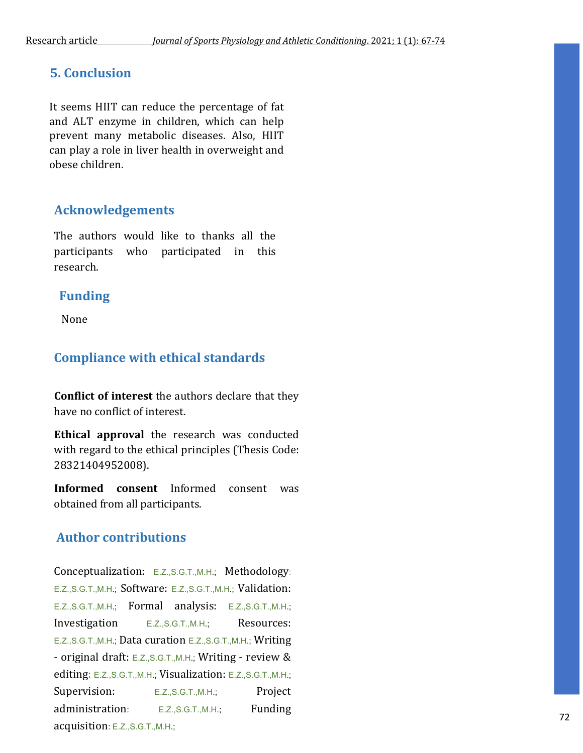## 5. Conclusion

It seems HIIT can reduce the percentage of fat and ALT enzyme in children, which can help prevent many metabolic diseases. Also, HIIT can play a role in liver health in overweight and obese children.

## Acknowledgements

The authors would like to thanks all the participants who participated in this research.

## Funding

None

## Compliance with ethical standards

**Conflict of interest** the authors declare that they have no conflict of interest.

**Ethical approval** the research was conducted with regard to the ethical principles (Thesis Code: 28321404952008).

**Informed consent** Informed consent was obtained from all participants.

## Author contributions

Conceptualization: E.Z.,S.G.T.,M.H.; Methodology: E.Z.,S.G.T.,M.H.; Software: E.Z.,S.G.T.,M.H.; Validation: E.Z.,S.G.T.,M.H.; Formal analysis: E.Z.,S.G.T.,M.H.; Investigation E.Z.,S.G.T.,M.H.; Resources: E.Z.,S.G.T.,M.H.; Data curation E.Z.,S.G.T.,M.H.; Writing - original draft: E.Z.,S.G.T.,M.H.; Writing - review & editing: E.Z.,S.G.T.,M.H.; Visualization: E.Z.,S.G.T.,M.H.; Supervision: E.Z.,S.G.T.,M.H.; Project administration: E.Z.,S.G.T.,M.H.; Funding acquisition: E.Z.,S.G.T.,M.H.;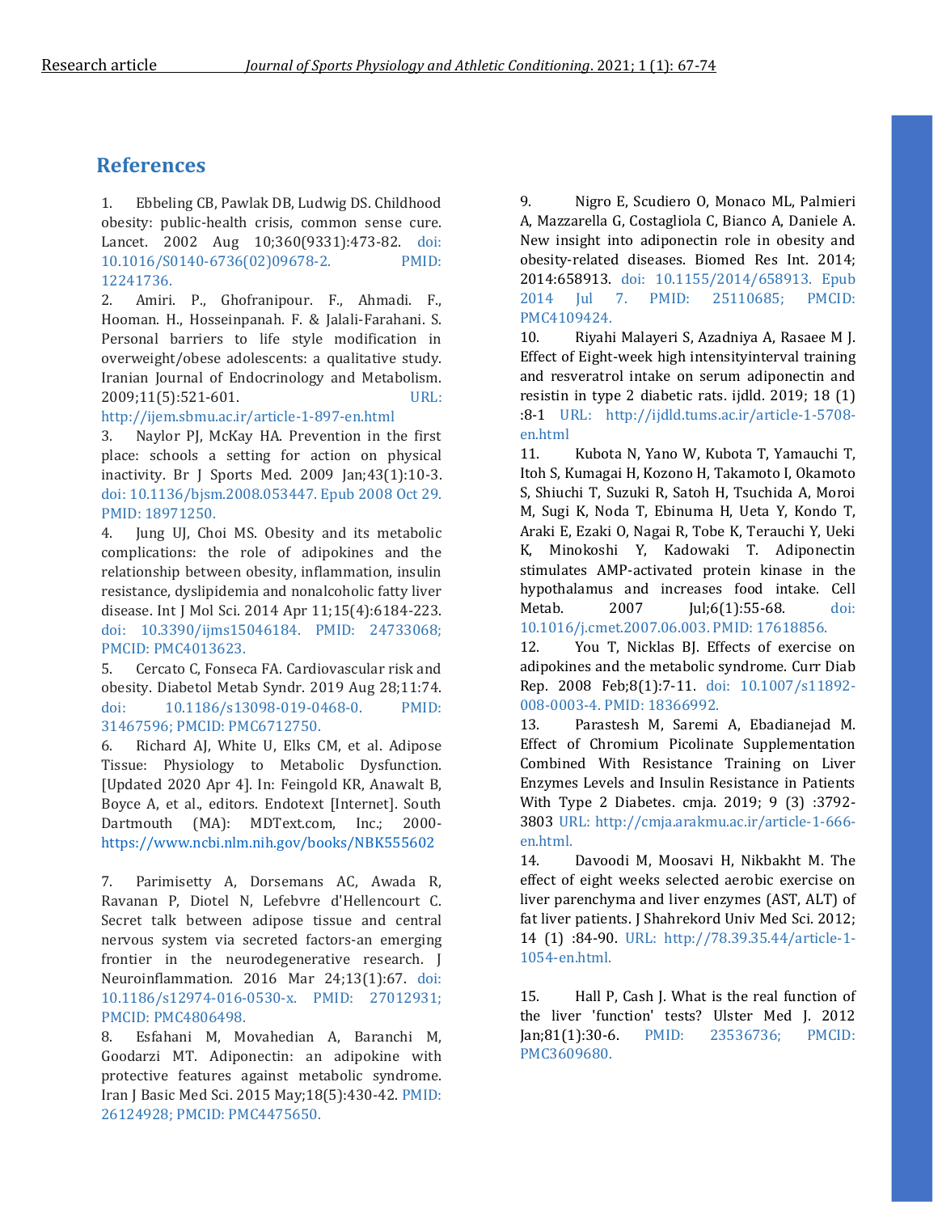## References

1. Ebbeling CB, Pawlak DB, Ludwig DS. Childhood obesity: public-health crisis, common sense cure. Lancet. 2002 Aug 10;360(9331):473-82. doi: 10.1016/S0140-6736(02)09678-2. PMID: 12241736.
2. Amiri. P., Ghofranipour. F., Ahmadi. F., Hooman. H., Hosseinpanah. F. & Jalali-Farahani. S. Personal barriers to life style modification in overweight/obese adolescents: a qualitative study. Iranian Journal of Endocrinology and Metabolism. 2009;11(5):521-601. URL: http://ijem.sbmu.ac.ir/article-1-897-en.html
3. Naylor PJ, McKay HA. Prevention in the first place: schools a setting for action on physical inactivity. Br J Sports Med. 2009 Jan;43(1):10-3. doi: 10.1136/bjsm.2008.053447. Epub 2008 Oct 29. PMID: 18971250.
4. Jung UJ, Choi MS. Obesity and its metabolic complications: the role of adipokines and the relationship between obesity, inflammation, insulin resistance, dyslipidemia and nonalcoholic fatty liver disease. Int J Mol Sci. 2014 Apr 11;15(4):6184-223. doi: 10.3390/ijms15046184. PMID: 24733068; PMCID: PMC4013623.
5. Cercato C, Fonseca FA. Cardiovascular risk and obesity. Diabetol Metab Syndr. 2019 Aug 28;11:74. doi: 10.1186/s13098-019-0468-0. PMID: 31467596; PMCID: PMC6712750.
6. Richard AJ, White U, Elks CM, et al. Adipose Tissue: Physiology to Metabolic Dysfunction. [Updated 2020 Apr 4]. In: Feingold KR, Anawalt B, Boyce A, et al., editors. Endotext [Internet]. South Dartmouth (MA): MDText.com, Inc.; 2000- https://www.ncbi.nlm.nih.gov/books/NBK555602
7. Parimisetty A, Dorsemans AC, Awada R, Ravanan P, Diotel N, Lefebvre d'Hellencourt C. Secret talk between adipose tissue and central nervous system via secreted factors-an emerging frontier in the neurodegenerative research. J Neuroinflammation. 2016 Mar 24;13(1):67. doi: 10.1186/s12974-016-0530-x. PMID: 27012931; PMCID: PMC4806498.
8. Esfahani M, Movahedian A, Baranchi M, Goodarzi MT. Adiponectin: an adipokine with protective features against metabolic syndrome. Iran J Basic Med Sci. 2015 May;18(5):430-42. PMID: 26124928; PMCID: PMC4475650.
9. Nigro E, Scudiero O, Monaco ML, Palmieri A, Mazzarella G, Costagliola C, Bianco A, Daniele A. New insight into adiponectin role in obesity and obesity-related diseases. Biomed Res Int. 2014; 2014:658913. doi: 10.1155/2014/658913. Epub 2014 Jul 7. PMID: 25110685; PMCID: PMC4109424.
10. Riyahi Malayeri S, Azadniya A, Rasaee M J. Effect of Eight-week high intensityinterval training and resveratrol intake on serum adiponectin and resistin in type 2 diabetic rats. ijdld. 2019; 18 (1) :8-1 URL: http://ijdld.tums.ac.ir/article-1-5708-en.html
11. Kubota N, Yano W, Kubota T, Yamauchi T, Itoh S, Kumagai H, Kozono H, Takamoto I, Okamoto S, Shiuchi T, Suzuki R, Satoh H, Tsuchida A, Moroi M, Sugi K, Noda T, Ebinuma H, Ueta Y, Kondo T, Araki E, Ezaki O, Nagai R, Tobe K, Terauchi Y, Ueki K, Minokoshi Y, Kadowaki T. Adiponectin stimulates AMP-activated protein kinase in the hypothalamus and increases food intake. Cell Metab. 2007 Jul;6(1):55-68. doi: 10.1016/j.cmet.2007.06.003. PMID: 17618856.
12. You T, Nicklas BJ. Effects of exercise on adipokines and the metabolic syndrome. Curr Diab Rep. 2008 Feb;8(1):7-11. doi: 10.1007/s11892-008-0003-4. PMID: 18366992.
13. Parastesh M, Saremi A, Ebadianejad M. Effect of Chromium Picolinate Supplementation Combined With Resistance Training on Liver Enzymes Levels and Insulin Resistance in Patients With Type 2 Diabetes. cmja. 2019; 9 (3) :3792-3803 URL: http://cmja.arakmu.ac.ir/article-1-666-en.html.
14. Davoodi M, Moosavi H, Nikbakht M. The effect of eight weeks selected aerobic exercise on liver parenchyma and liver enzymes (AST, ALT) of fat liver patients. J Shahrekord Univ Med Sci. 2012; 14 (1) :84-90. URL: http://78.39.35.44/article-1-1054-en.html.
15. Hall P, Cash J. What is the real function of the liver 'function' tests? Ulster Med J. 2012 Jan;81(1):30-6. PMID: 23536736; PMCID: PMC3609680.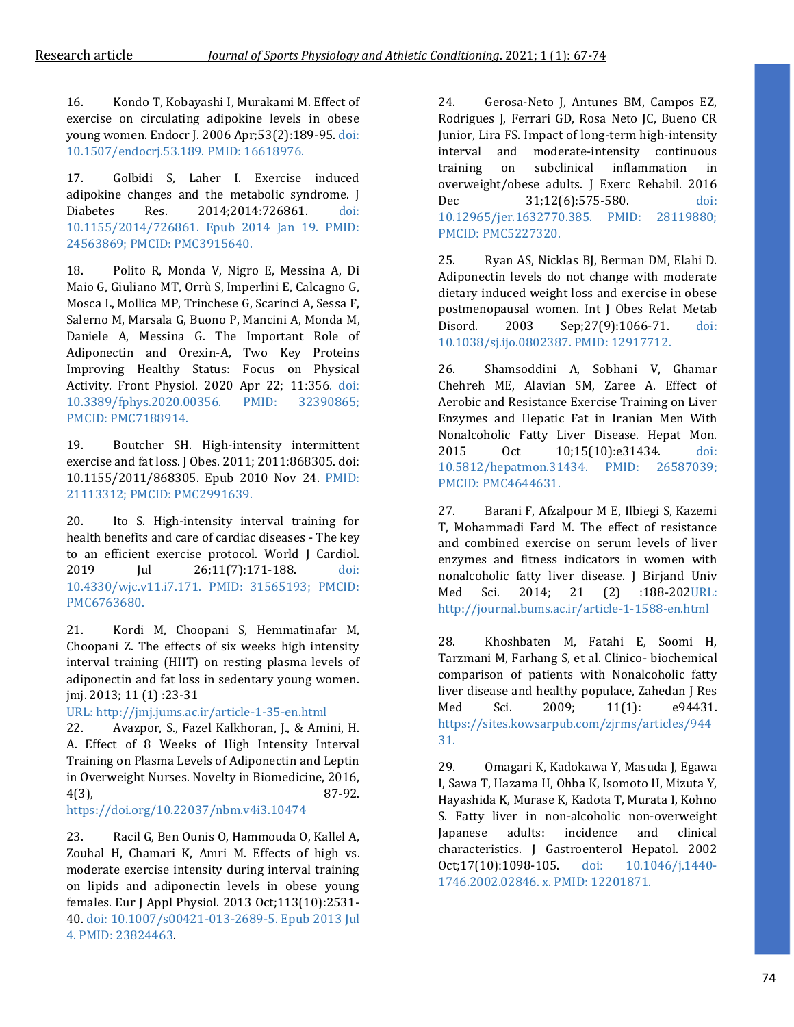16. Kondo T, Kobayashi I, Murakami M. Effect of exercise on circulating adipokine levels in obese young women. Endocr J. 2006 Apr;53(2):189-95. doi: 10.1507/endocrj.53.189. PMID: 16618976.

17. Golbidi S, Laher I. Exercise induced adipokine changes and the metabolic syndrome. J Diabetes Res. 2014;2014:726861. doi: 10.1155/2014/726861. Epub 2014 Jan 19. PMID: 24563869; PMCID: PMC3915640.

18. Polito R, Monda V, Nigro E, Messina A, Di Maio G, Giuliano MT, Orrù S, Imperlini E, Calcagno G, Mosca L, Mollica MP, Trinchese G, Scarinci A, Sessa F, Salerno M, Marsala G, Buono P, Mancini A, Monda M, Daniele A, Messina G. The Important Role of Adiponectin and Orexin-A, Two Key Proteins Improving Healthy Status: Focus on Physical Activity. Front Physiol. 2020 Apr 22; 11:356. doi: 10.3389/fphys.2020.00356. PMID: 32390865; PMCID: PMC7188914.

19. Boutcher SH. High-intensity intermittent exercise and fat loss. J Obes. 2011; 2011:868305. doi: 10.1155/2011/868305. Epub 2010 Nov 24. PMID: 21113312; PMCID: PMC2991639.

20. Ito S. High-intensity interval training for health benefits and care of cardiac diseases - The key to an efficient exercise protocol. World J Cardiol. 2019 Jul 26;11(7):171-188. doi: 10.4330/wjc.v11.i7.171. PMID: 31565193; PMCID: PMC6763680.

21. Kordi M, Choopani S, Hemmatinafar M, Choopani Z. The effects of six weeks high intensity interval training (HIIT) on resting plasma levels of adiponectin and fat loss in sedentary young women. jmj. 2013; 11 (1) :23-31 URL: http://jmj.jums.ac.ir/article-1-35-en.html

22. Avazpor, S., Fazel Kalkhoran, J., & Amini, H. A. Effect of 8 Weeks of High Intensity Interval Training on Plasma Levels of Adiponectin and Leptin in Overweight Nurses. Novelty in Biomedicine, 2016, 4(3), 87-92. https://doi.org/10.22037/nbm.v4i3.10474

23. Racil G, Ben Ounis O, Hammouda O, Kallel A, Zouhal H, Chamari K, Amri M. Effects of high vs. moderate exercise intensity during interval training on lipids and adiponectin levels in obese young females. Eur J Appl Physiol. 2013 Oct;113(10):2531-40. doi: 10.1007/s00421-013-2689-5. Epub 2013 Jul 4. PMID: 23824463.

24. Gerosa-Neto J, Antunes BM, Campos EZ, Rodrigues J, Ferrari GD, Rosa Neto JC, Bueno CR Junior, Lira FS. Impact of long-term high-intensity interval and moderate-intensity continuous training on subclinical inflammation in overweight/obese adults. J Exerc Rehabil. 2016 Dec 31;12(6):575-580. doi: 10.12965/jer.1632770.385. PMID: 28119880; PMCID: PMC5227320.

25. Ryan AS, Nicklas BJ, Berman DM, Elahi D. Adiponectin levels do not change with moderate dietary induced weight loss and exercise in obese postmenopausal women. Int J Obes Relat Metab Disord. 2003 Sep;27(9):1066-71. doi: 10.1038/sj.ijo.0802387. PMID: 12917712.

26. Shamsoddini A, Sobhani V, Ghamar Chehreh ME, Alavian SM, Zaree A. Effect of Aerobic and Resistance Exercise Training on Liver Enzymes and Hepatic Fat in Iranian Men With Nonalcoholic Fatty Liver Disease. Hepat Mon. 2015 Oct 10;15(10):e31434. doi: 10.5812/hepatmon.31434. PMID: 26587039; PMCID: PMC4644631.

27. Barani F, Afzalpour M E, Ilbiegi S, Kazemi T, Mohammadi Fard M. The effect of resistance and combined exercise on serum levels of liver enzymes and fitness indicators in women with nonalcoholic fatty liver disease. J Birjand Univ Med Sci. 2014; 21 (2) :188-202URL: http://journal.bums.ac.ir/article-1-1588-en.html

28. Khoshbaten M, Fatahi E, Soomi H, Tarzmani M, Farhang S, et al. Clinico- biochemical comparison of patients with Nonalcoholic fatty liver disease and healthy populace, Zahedan J Res Med Sci. 2009; 11(1): e94431. https://sites.kowsarpub.com/zjrms/articles/94431.

29. Omagari K, Kadokawa Y, Masuda J, Egawa I, Sawa T, Hazama H, Ohba K, Isomoto H, Mizuta Y, Hayashida K, Murase K, Kadota T, Murata I, Kohno S. Fatty liver in non-alcoholic non-overweight Japanese adults: incidence and clinical characteristics. J Gastroenterol Hepatol. 2002 Oct;17(10):1098-105. doi: 10.1046/j.1440-1746.2002.02846. x. PMID: 12201871.